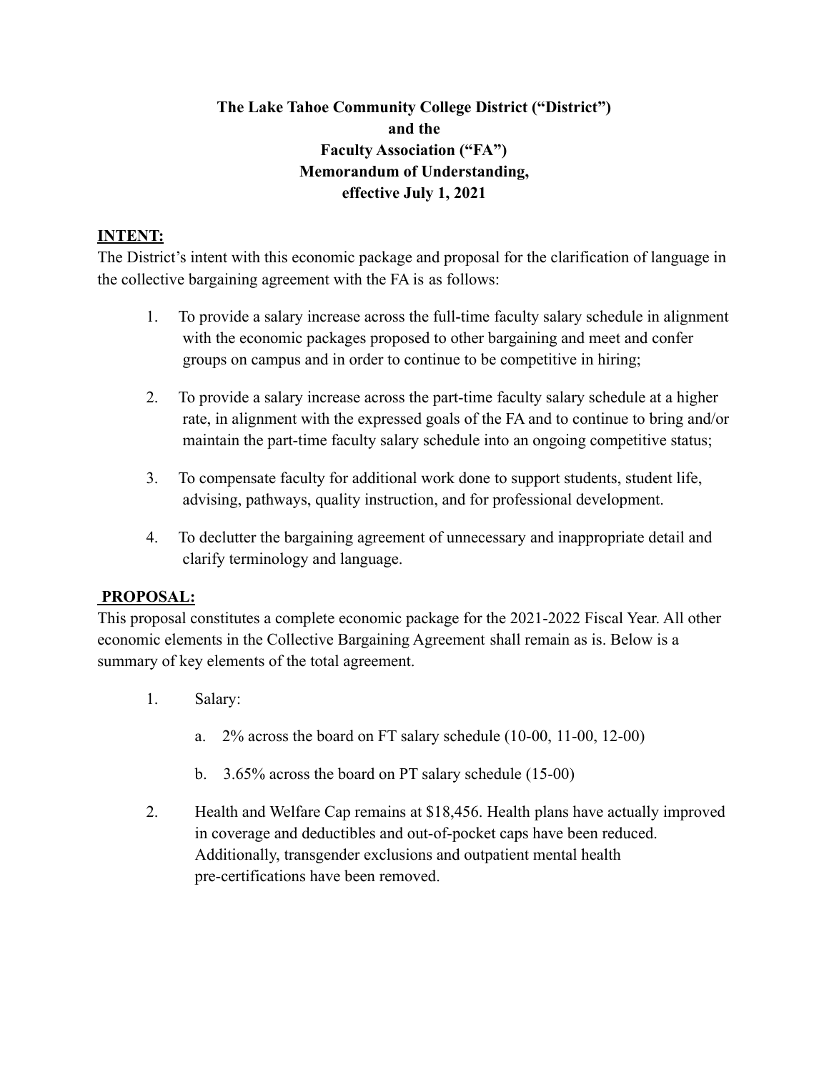**The Lake Tahoe Community College District ("District")**
**and the**
**Faculty Association ("FA")**
**Memorandum of Understanding,**
**effective July 1, 2021**

## INTENT:

The District's intent with this economic package and proposal for the clarification of language in the collective bargaining agreement with the FA is as follows:

1. To provide a salary increase across the full-time faculty salary schedule in alignment with the economic packages proposed to other bargaining and meet and confer groups on campus and in order to continue to be competitive in hiring;

2. To provide a salary increase across the part-time faculty salary schedule at a higher rate, in alignment with the expressed goals of the FA and to continue to bring and/or maintain the part-time faculty salary schedule into an ongoing competitive status;

3. To compensate faculty for additional work done to support students, student life, advising, pathways, quality instruction, and for professional development.

4. To declutter the bargaining agreement of unnecessary and inappropriate detail and clarify terminology and language.

## PROPOSAL:

This proposal constitutes a complete economic package for the 2021-2022 Fiscal Year. All other economic elements in the Collective Bargaining Agreement shall remain as is. Below is a summary of key elements of the total agreement.

1. Salary:

    a. 2% across the board on FT salary schedule (10-00, 11-00, 12-00)

    b. 3.65% across the board on PT salary schedule (15-00)

2. Health and Welfare Cap remains at $18,456. Health plans have actually improved in coverage and deductibles and out-of-pocket caps have been reduced. Additionally, transgender exclusions and outpatient mental health pre-certifications have been removed.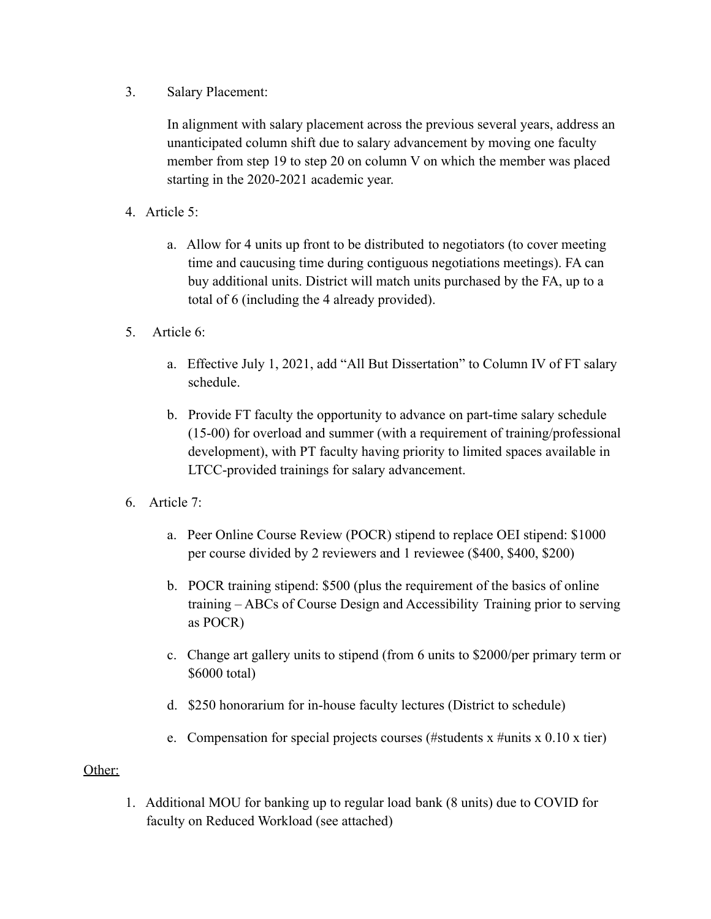3. Salary Placement:

   In alignment with salary placement across the previous several years, address an unanticipated column shift due to salary advancement by moving one faculty member from step 19 to step 20 on column V on which the member was placed starting in the 2020-2021 academic year.

4. Article 5:

   a. Allow for 4 units up front to be distributed to negotiators (to cover meeting time and caucusing time during contiguous negotiations meetings). FA can buy additional units. District will match units purchased by the FA, up to a total of 6 (including the 4 already provided).

5. Article 6:

   a. Effective July 1, 2021, add "All But Dissertation" to Column IV of FT salary schedule.

   b. Provide FT faculty the opportunity to advance on part-time salary schedule (15-00) for overload and summer (with a requirement of training/professional development), with PT faculty having priority to limited spaces available in LTCC-provided trainings for salary advancement.

6. Article 7:

   a. Peer Online Course Review (POCR) stipend to replace OEI stipend: $1000 per course divided by 2 reviewers and 1 reviewee ($400, $400, $200)

   b. POCR training stipend: $500 (plus the requirement of the basics of online training – ABCs of Course Design and Accessibility Training prior to serving as POCR)

   c. Change art gallery units to stipend (from 6 units to $2000/per primary term or $6000 total)

   d. $250 honorarium for in-house faculty lectures (District to schedule)

   e. Compensation for special projects courses (#students x #units x 0.10 x tier)

<u>Other:</u>

1. Additional MOU for banking up to regular load bank (8 units) due to COVID for faculty on Reduced Workload (see attached)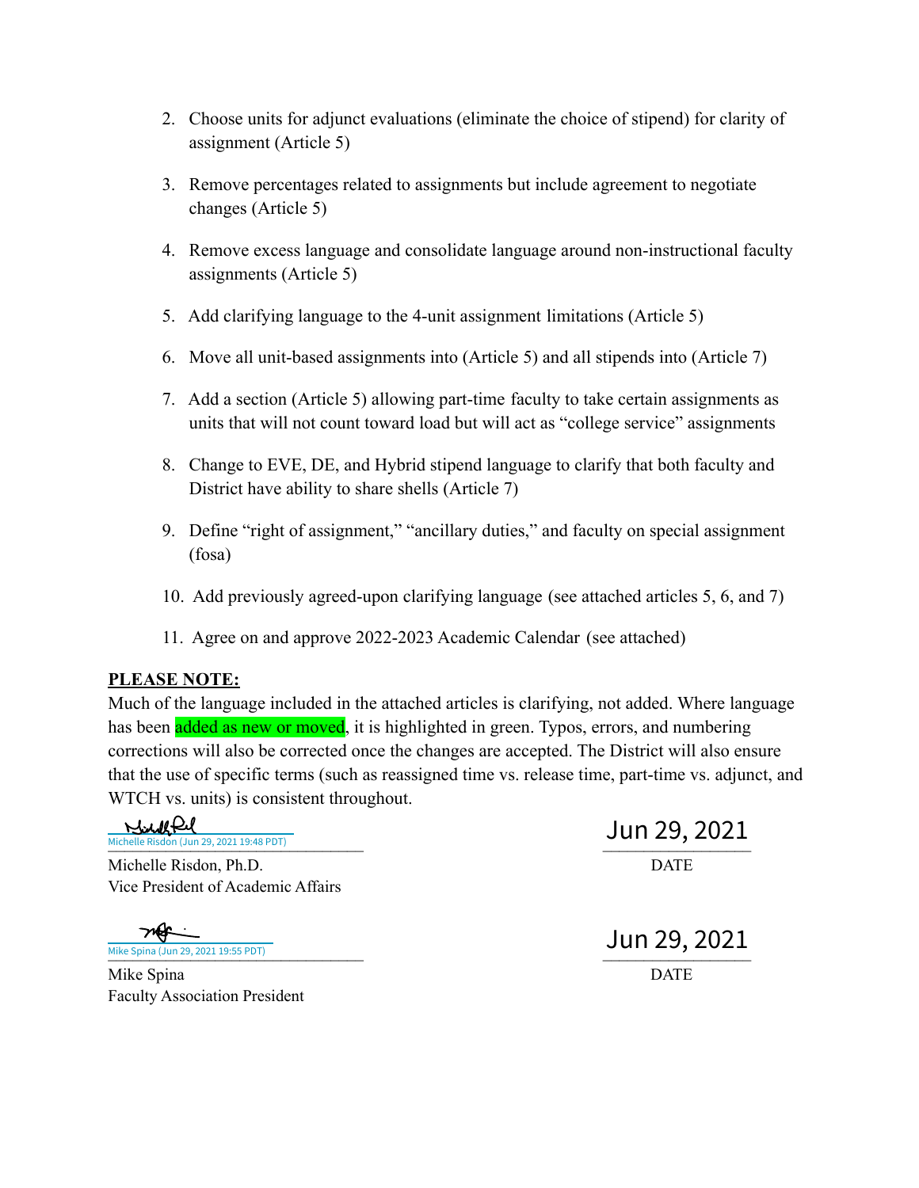2. Choose units for adjunct evaluations (eliminate the choice of stipend) for clarity of assignment (Article 5)

3. Remove percentages related to assignments but include agreement to negotiate changes (Article 5)

4. Remove excess language and consolidate language around non-instructional faculty assignments (Article 5)

5. Add clarifying language to the 4-unit assignment limitations (Article 5)

6. Move all unit-based assignments into (Article 5) and all stipends into (Article 7)

7. Add a section (Article 5) allowing part-time faculty to take certain assignments as units that will not count toward load but will act as "college service" assignments

8. Change to EVE, DE, and Hybrid stipend language to clarify that both faculty and District have ability to share shells (Article 7)

9. Define "right of assignment," "ancillary duties," and faculty on special assignment (fosa)

10. Add previously agreed-upon clarifying language (see attached articles 5, 6, and 7)

11. Agree on and approve 2022-2023 Academic Calendar (see attached)

**PLEASE NOTE:**

Much of the language included in the attached articles is clarifying, not added. Where language has been added as new or moved, it is highlighted in green. Typos, errors, and numbering corrections will also be corrected once the changes are accepted. The District will also ensure that the use of specific terms (such as reassigned time vs. release time, part-time vs. adjunct, and WTCH vs. units) is consistent throughout.

Michelle Risdon (Jun 29, 2021 19:48 PDT)

Michelle Risdon, Ph.D.
Vice President of Academic Affairs

Jun 29, 2021
DATE

Mike Spina (Jun 29, 2021 19:55 PDT)

Mike Spina
Faculty Association President

Jun 29, 2021
DATE